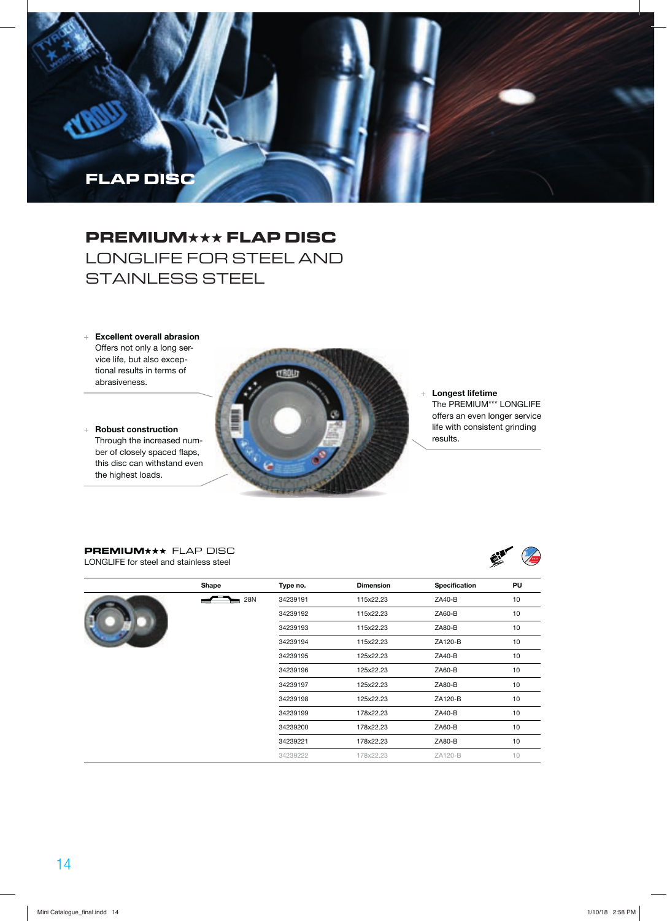# FLAP DISC

## PREMIUM★★★ FLAP DISC
LONGLIFE FOR STEEL AND STAINLESS STEEL

+ **Excellent overall abrasion**
  Offers not only a long service life, but also exceptional results in terms of abrasiveness.

+ **Robust construction**
  Through the increased number of closely spaced flaps, this disc can withstand even the highest loads.

+ **Longest lifetime**
  The PREMIUM*** LONGLIFE offers an even longer service life with consistent grinding results.

**PREMIUM★★★** FLAP DISC
LONGLIFE for steel and stainless steel

| | Shape | Type no. | Dimension | Specification | PU |
|---|---|---|---|---|---|
| | 28N | 34239191 | 115x22.23 | ZA40-B | 10 |
| | | 34239192 | 115x22.23 | ZA60-B | 10 |
| | | 34239193 | 115x22.23 | ZA80-B | 10 |
| | | 34239194 | 115x22.23 | ZA120-B | 10 |
| | | 34239195 | 125x22.23 | ZA40-B | 10 |
| | | 34239196 | 125x22.23 | ZA60-B | 10 |
| | | 34239197 | 125x22.23 | ZA80-B | 10 |
| | | 34239198 | 125x22.23 | ZA120-B | 10 |
| | | 34239199 | 178x22.23 | ZA40-B | 10 |
| | | 34239200 | 178x22.23 | ZA60-B | 10 |
| | | 34239221 | 178x22.23 | ZA80-B | 10 |
| | | 34239222 | 178x22.23 | ZA120-B | 10 |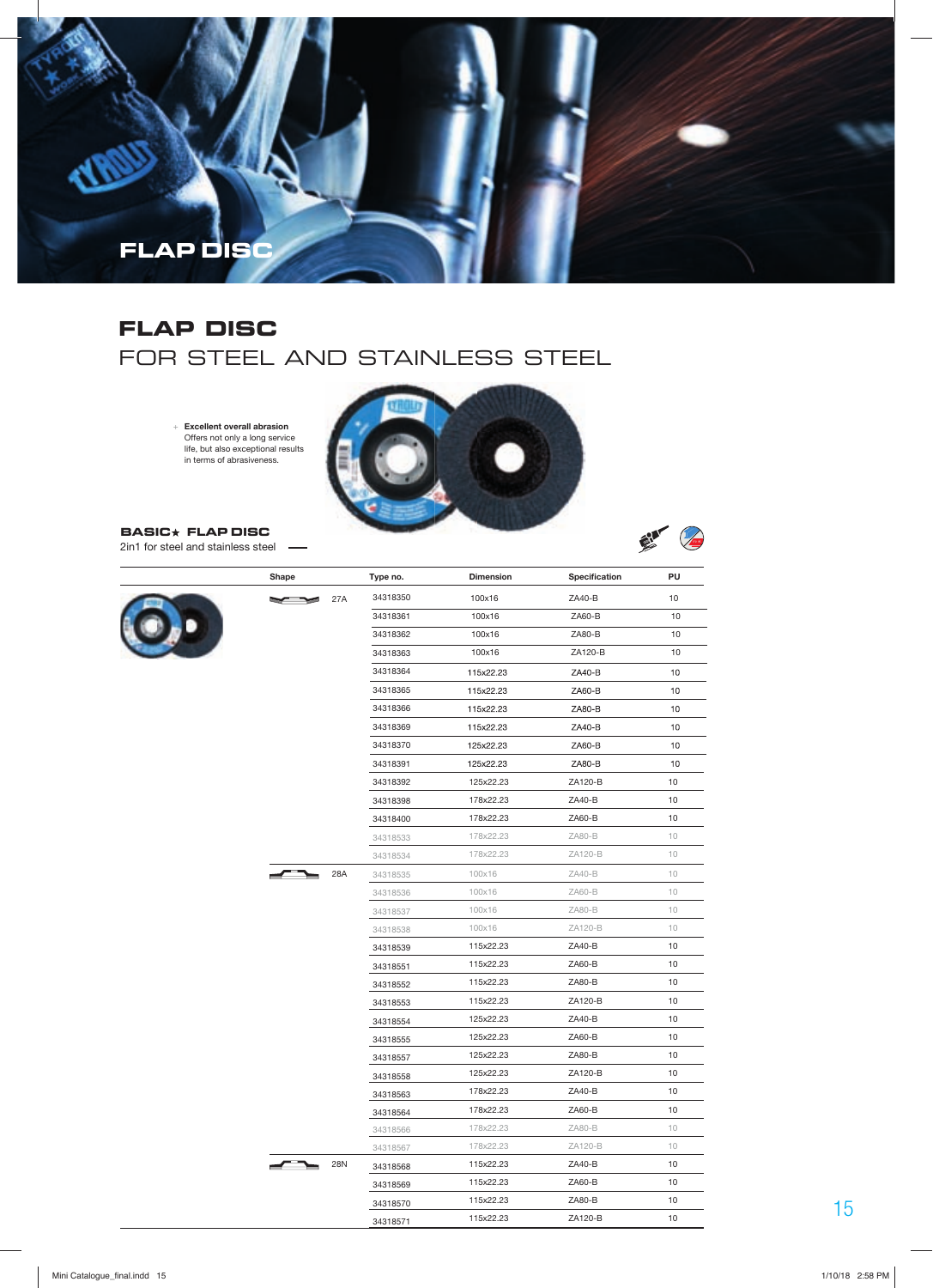# FLAP DISC

## FLAP DISC
FOR STEEL AND STAINLESS STEEL

+ **Excellent overall abrasion**
  Offers not only a long service life, but also exceptional results in terms of abrasiveness.

### BASIC★ FLAP DISC
2in1 for steel and stainless steel

| Shape | | Type no. | Dimension | Specification | PU |
|---|---|---|---|---|---|
| | 27A | 34318350 | 100x16 | ZA40-B | 10 |
| | | 34318361 | 100x16 | ZA60-B | 10 |
| | | 34318362 | 100x16 | ZA80-B | 10 |
| | | 34318363 | 100x16 | ZA120-B | 10 |
| | | 34318364 | 115x22.23 | ZA40-B | 10 |
| | | 34318365 | 115x22.23 | ZA60-B | 10 |
| | | 34318366 | 115x22.23 | ZA80-B | 10 |
| | | 34318369 | 115x22.23 | ZA40-B | 10 |
| | | 34318370 | 125x22.23 | ZA60-B | 10 |
| | | 34318391 | 125x22.23 | ZA80-B | 10 |
| | | 34318392 | 125x22.23 | ZA120-B | 10 |
| | | 34318398 | 178x22.23 | ZA40-B | 10 |
| | | 34318400 | 178x22.23 | ZA60-B | 10 |
| | | 34318533 | 178x22.23 | ZA80-B | 10 |
| | | 34318534 | 178x22.23 | ZA120-B | 10 |
| | 28A | 34318535 | 100x16 | ZA40-B | 10 |
| | | 34318536 | 100x16 | ZA60-B | 10 |
| | | 34318537 | 100x16 | ZA80-B | 10 |
| | | 34318538 | 100x16 | ZA120-B | 10 |
| | | 34318539 | 115x22.23 | ZA40-B | 10 |
| | | 34318551 | 115x22.23 | ZA60-B | 10 |
| | | 34318552 | 115x22.23 | ZA80-B | 10 |
| | | 34318553 | 115x22.23 | ZA120-B | 10 |
| | | 34318554 | 125x22.23 | ZA40-B | 10 |
| | | 34318555 | 125x22.23 | ZA60-B | 10 |
| | | 34318557 | 125x22.23 | ZA80-B | 10 |
| | | 34318558 | 125x22.23 | ZA120-B | 10 |
| | | 34318563 | 178x22.23 | ZA40-B | 10 |
| | | 34318564 | 178x22.23 | ZA60-B | 10 |
| | | 34318566 | 178x22.23 | ZA80-B | 10 |
| | | 34318567 | 178x22.23 | ZA120-B | 10 |
| | 28N | 34318568 | 115x22.23 | ZA40-B | 10 |
| | | 34318569 | 115x22.23 | ZA60-B | 10 |
| | | 34318570 | 115x22.23 | ZA80-B | 10 |
| | | 34318571 | 115x22.23 | ZA120-B | 10 |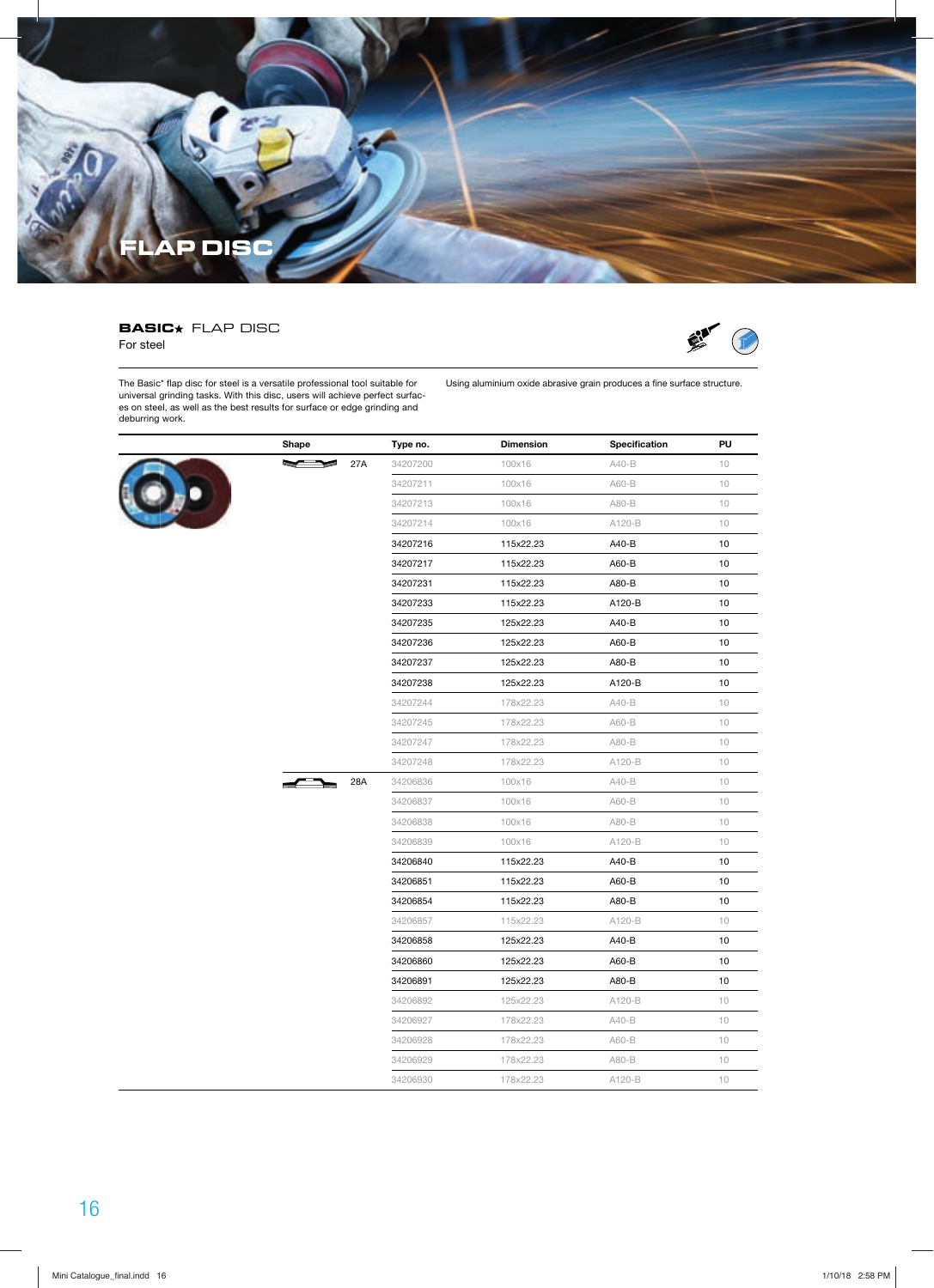# FLAP DISC

## BASIC★ FLAP DISC

For steel

The Basic* flap disc for steel is a versatile professional tool suitable for universal grinding tasks. With this disc, users will achieve perfect surfaces on steel, as well as the best results for surface or edge grinding and deburring work.

Using aluminium abrasive grain produces a fine surface structure.

| Shape | | Type no. | Dimension | Specification | PU |
|---|---|---|---|---|---|
| | 27A | 34207200 | 100x16 | A40-B | 10 |
| | | 34207211 | 100x16 | A60-B | 10 |
| | | 34207213 | 100x16 | A80-B | 10 |
| | | 34207214 | 100x16 | A120-B | 10 |
| | | 34207216 | 115x22.23 | A40-B | 10 |
| | | 34207217 | 115x22.23 | A60-B | 10 |
| | | 34207231 | 115x22.23 | A80-B | 10 |
| | | 34207233 | 115x22.23 | A120-B | 10 |
| | | 34207235 | 125x22.23 | A40-B | 10 |
| | | 34207236 | 125x22.23 | A60-B | 10 |
| | | 34207237 | 125x22.23 | A80-B | 10 |
| | | 34207238 | 125x22.23 | A120-B | 10 |
| | | 34207244 | 178x22.23 | A40-B | 10 |
| | | 34207245 | 178x22.23 | A60-B | 10 |
| | | 34207247 | 178x22.23 | A80-B | 10 |
| | | 34207248 | 178x22.23 | A120-B | 10 |
| | 28A | 34206836 | 100x16 | A40-B | 10 |
| | | 34206837 | 100x16 | A60-B | 10 |
| | | 34206838 | 100x16 | A80-B | 10 |
| | | 34206839 | 100x16 | A120-B | 10 |
| | | 34206840 | 115x22.23 | A40-B | 10 |
| | | 34206851 | 115x22.23 | A60-B | 10 |
| | | 34206854 | 115x22.23 | A80-B | 10 |
| | | 34206857 | 115x22.23 | A120-B | 10 |
| | | 34206858 | 125x22.23 | A40-B | 10 |
| | | 34206860 | 125x22.23 | A60-B | 10 |
| | | 34206891 | 125x22.23 | A80-B | 10 |
| | | 34206892 | 125x22.23 | A120-B | 10 |
| | | 34206927 | 178x22.23 | A40-B | 10 |
| | | 34206928 | 178x22.23 | A60-B | 10 |
| | | 34206929 | 178x22.23 | A80-B | 10 |
| | | 34206930 | 178x22.23 | A120-B | 10 |